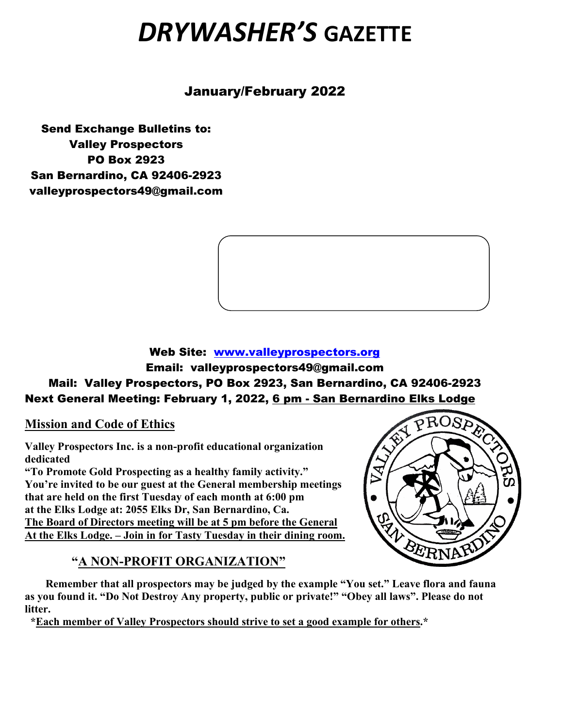# *DRYWASHER'S* GAZETTE

## January/February 2022

**Send Exchange Bulletins to:**
**Valley Prospectors**
**PO Box 2923**
**San Bernardino, CA 92406-2923**
**valleyprospectors49@gmail.com**

**Web Site: [www.valleyprospectors.org](http://www.valleyprospectors.org)**
**Email: valleyprospectors49@gmail.com**
**Mail: Valley Prospectors, PO Box 2923, San Bernardino, CA 92406-2923**
**Next General Meeting: February 1, 2022, <u>6 pm - San Bernardino Elks Lodge</u>**

## <u>Mission and Code of Ethics</u>

**Valley Prospectors Inc. is a non-profit educational organization dedicated**
**"To Promote Gold Prospecting as a healthy family activity."**
**You're invited to be our guest at the General membership meetings that are held on the first Tuesday of each month at 6:00 pm at the Elks Lodge at: 2055 Elks Dr, San Bernardino, Ca.**
**<u>The Board of Directors meeting will be at 5 pm before the General At the Elks Lodge. – Join in for Tasty Tuesday in their dining room.</u>**

**"<u>A NON-PROFIT ORGANIZATION</u>"**

**Remember that all prospectors may be judged by the example "You set." Leave flora and fauna as you found it. "Do Not Destroy Any property, public or private!" "Obey all laws". Please do not litter.**

**\*<u>Each member of Valley Prospectors should strive to set a good example for others</u>.\***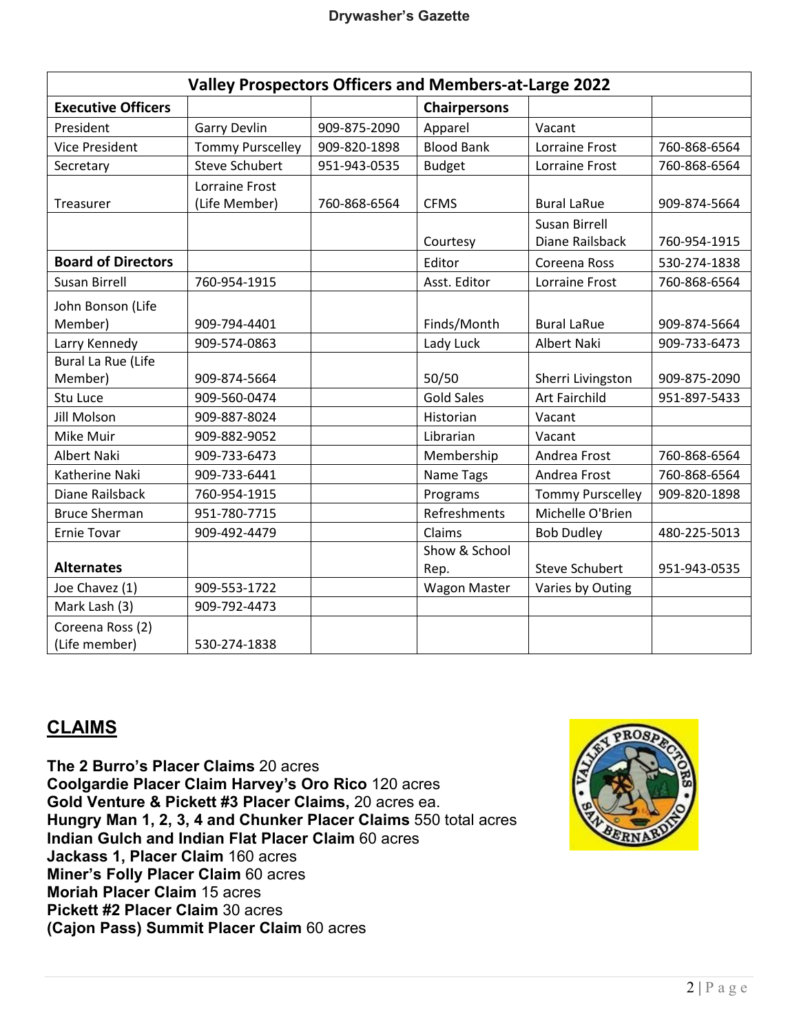| Valley Prospectors Officers and Members-at-Large 2022 | | | | | |
|---|---|---|---|---|---|
| **Executive Officers** | | | **Chairpersons** | | |
| President | Garry Devlin | 909-875-2090 | Apparel | Vacant | |
| Vice President | Tommy Purscelley | 909-820-1898 | Blood Bank | Lorraine Frost | 760-868-6564 |
| Secretary | Steve Schubert | 951-943-0535 | Budget | Lorraine Frost | 760-868-6564 |
| Treasurer | Lorraine Frost (Life Member) | 760-868-6564 | CFMS | Bural LaRue | 909-874-5664 |
| | | | Courtesy | Susan Birrell Diane Railsback | 760-954-1915 |
| **Board of Directors** | | | Editor | Coreena Ross | 530-274-1838 |
| Susan Birrell | 760-954-1915 | | Asst. Editor | Lorraine Frost | 760-868-6564 |
| John Bonson (Life Member) | 909-794-4401 | | Finds/Month | Bural LaRue | 909-874-5664 |
| Larry Kennedy | 909-574-0863 | | Lady Luck | Albert Naki | 909-733-6473 |
| Bural La Rue (Life Member) | 909-874-5664 | | 50/50 | Sherri Livingston | 909-875-2090 |
| Stu Luce | 909-560-0474 | | Gold Sales | Art Fairchild | 951-897-5433 |
| Jill Molson | 909-887-8024 | | Historian | Vacant | |
| Mike Muir | 909-882-9052 | | Librarian | Vacant | |
| Albert Naki | 909-733-6473 | | Membership | Andrea Frost | 760-868-6564 |
| Katherine Naki | 909-733-6441 | | Name Tags | Andrea Frost | 760-868-6564 |
| Diane Railsback | 760-954-1915 | | Programs | Tommy Purscelley | 909-820-1898 |
| Bruce Sherman | 951-780-7715 | | Refreshments | Michelle O'Brien | |
| Ernie Tovar | 909-492-4479 | | Claims | Bob Dudley | 480-225-5013 |
| **Alternates** | | | Show & School Rep. | Steve Schubert | 951-943-0535 |
| Joe Chavez (1) | 909-553-1722 | | Wagon Master | Varies by Outing | |
| Mark Lash (3) | 909-792-4473 | | | | |
| Coreena Ross (2) (Life member) | 530-274-1838 | | | | |

## CLAIMS

**The 2 Burro's Placer Claims** 20 acres
**Coolgardie Placer Claim Harvey's Oro Rico** 120 acres
**Gold Venture & Pickett #3 Placer Claims,** 20 acres ea.
**Hungry Man 1, 2, 3, 4 and Chunker Placer Claims** 550 total acres
**Indian Gulch and Indian Flat Placer Claim** 60 acres
**Jackass 1, Placer Claim** 160 acres
**Miner's Folly Placer Claim** 60 acres
**Moriah Placer Claim** 15 acres
**Pickett #2 Placer Claim** 30 acres
**(Cajon Pass) Summit Placer Claim** 60 acres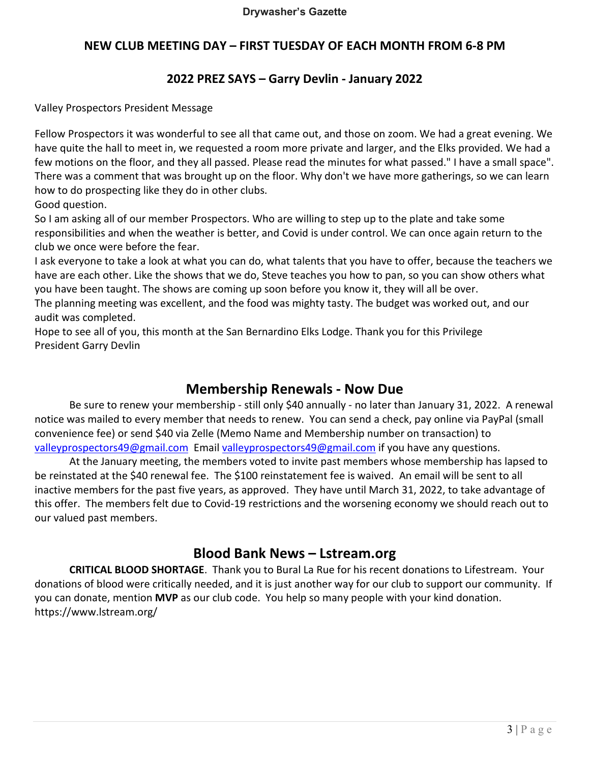## NEW CLUB MEETING DAY – FIRST TUESDAY OF EACH MONTH FROM 6-8 PM

## 2022 PREZ SAYS – Garry Devlin - January 2022

Valley Prospectors President Message

Fellow Prospectors it was wonderful to see all that came out, and those on zoom. We had a great evening. We have quite the hall to meet in, we requested a room more private and larger, and the Elks provided. We had a few motions on the floor, and they all passed. Please read the minutes for what passed." I have a small space". There was a comment that was brought up on the floor. Why don't we have more gatherings, so we can learn how to do prospecting like they do in other clubs.
Good question.
So I am asking all of our member Prospectors. Who are willing to step up to the plate and take some responsibilities and when the weather is better, and Covid is under control. We can once again return to the club we once were before the fear.
I ask everyone to take a look at what you can do, what talents that you have to offer, because the teachers we have are each other. Like the shows that we do, Steve teaches you how to pan, so you can show others what you have been taught. The shows are coming up soon before you know it, they will all be over.
The planning meeting was excellent, and the food was mighty tasty. The budget was worked out, and our audit was completed.
Hope to see all of you, this month at the San Bernardino Elks Lodge. Thank you for this Privilege
President Garry Devlin

## Membership Renewals - Now Due

Be sure to renew your membership - still only $40 annually - no later than January 31, 2022. A renewal notice was mailed to every member that needs to renew. You can send a check, pay online via PayPal (small convenience fee) or send $40 via Zelle (Memo Name and Membership number on transaction) to valleyprospectors49@gmail.com Email valleyprospectors49@gmail.com if you have any questions.

At the January meeting, the members voted to invite past members whose membership has lapsed to be reinstated at the $40 renewal fee. The $100 reinstatement fee is waived. An email will be sent to all inactive members for the past five years, as approved. They have until March 31, 2022, to take advantage of this offer. The members felt due to Covid-19 restrictions and the worsening economy we should reach out to our valued past members.

## Blood Bank News – Lstream.org

**CRITICAL BLOOD SHORTAGE**. Thank you to Bural La Rue for his recent donations to Lifestream. Your donations of blood were critically needed, and it is just another way for our club to support our community. If you can donate, mention **MVP** as our club code. You help so many people with your kind donation. https://www.lstream.org/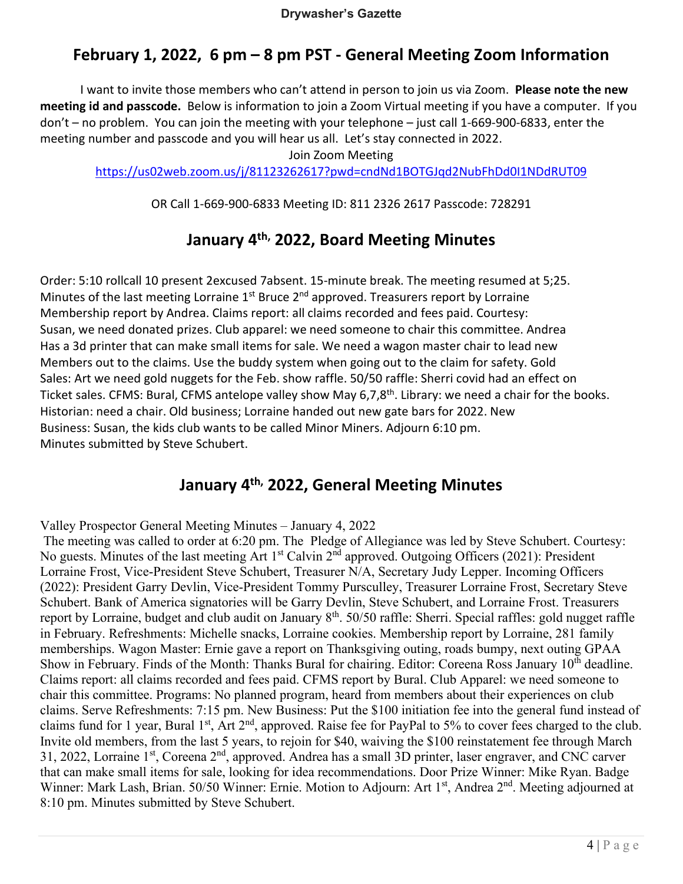## February 1, 2022, 6 pm – 8 pm PST - General Meeting Zoom Information

I want to invite those members who can't attend in person to join us via Zoom. **Please note the new meeting id and passcode.** Below is information to join a Zoom Virtual meeting if you have a computer. If you don't – no problem. You can join the meeting with your telephone – just call 1-669-900-6833, enter the meeting number and passcode and you will hear us all. Let's stay connected in 2022.

Join Zoom Meeting

https://us02web.zoom.us/j/81123262617?pwd=cndNd1BOTGJqd2NubFhDd0I1NDdRUT09

OR Call 1-669-900-6833 Meeting ID: 811 2326 2617 Passcode: 728291

## January 4th, 2022, Board Meeting Minutes

Order: 5:10 rollcall 10 present 2excused 7absent. 15-minute break. The meeting resumed at 5;25. Minutes of the last meeting Lorraine 1st Bruce 2nd approved. Treasurers report by Lorraine Membership report by Andrea. Claims report: all claims recorded and fees paid. Courtesy: Susan, we need donated prizes. Club apparel: we need someone to chair this committee. Andrea Has a 3d printer that can make small items for sale. We need a wagon master chair to lead new Members out to the claims. Use the buddy system when going out to the claim for safety. Gold Sales: Art we need gold nuggets for the Feb. show raffle. 50/50 raffle: Sherri covid had an effect on Ticket sales. CFMS: Bural, CFMS antelope valley show May 6,7,8th. Library: we need a chair for the books. Historian: need a chair. Old business; Lorraine handed out new gate bars for 2022. New Business: Susan, the kids club wants to be called Minor Miners. Adjourn 6:10 pm. Minutes submitted by Steve Schubert.

## January 4th, 2022, General Meeting Minutes

Valley Prospector General Meeting Minutes – January 4, 2022

The meeting was called to order at 6:20 pm. The Pledge of Allegiance was led by Steve Schubert. Courtesy: No guests. Minutes of the last meeting Art 1st Calvin 2nd approved. Outgoing Officers (2021): President Lorraine Frost, Vice-President Steve Schubert, Treasurer N/A, Secretary Judy Lepper. Incoming Officers (2022): President Garry Devlin, Vice-President Tommy Pursculley, Treasurer Lorraine Frost, Secretary Steve Schubert. Bank of America signatories will be Garry Devlin, Steve Schubert, and Lorraine Frost. Treasurers report by Lorraine, budget and club audit on January 8th. 50/50 raffle: Sherri. Special raffles: gold nugget raffle in February. Refreshments: Michelle snacks, Lorraine cookies. Membership report by Lorraine, 281 family memberships. Wagon Master: Ernie gave a report on Thanksgiving outing, roads bumpy, next outing GPAA Show in February. Finds of the Month: Thanks Bural for chairing. Editor: Coreena Ross January 10th deadline. Claims report: all claims recorded and fees paid. CFMS report by Bural. Club Apparel: we need someone to chair this committee. Programs: No planned program, heard from members about their experiences on club claims. Serve Refreshments: 7:15 pm. New Business: Put the $100 initiation fee into the general fund instead of claims fund for 1 year, Bural 1st, Art 2nd, approved. Raise fee for PayPal to 5% to cover fees charged to the club. Invite old members, from the last 5 years, to rejoin for $40, waiving the $100 reinstatement fee through March 31, 2022, Lorraine 1st, Coreena 2nd, approved. Andrea has a small 3D printer, laser engraver, and CNC carver that can make small items for sale, looking for idea recommendations. Door Prize Winner: Mike Ryan. Badge Winner: Mark Lash, Brian. 50/50 Winner: Ernie. Motion to Adjourn: Art 1st, Andrea 2nd. Meeting adjourned at 8:10 pm. Minutes submitted by Steve Schubert.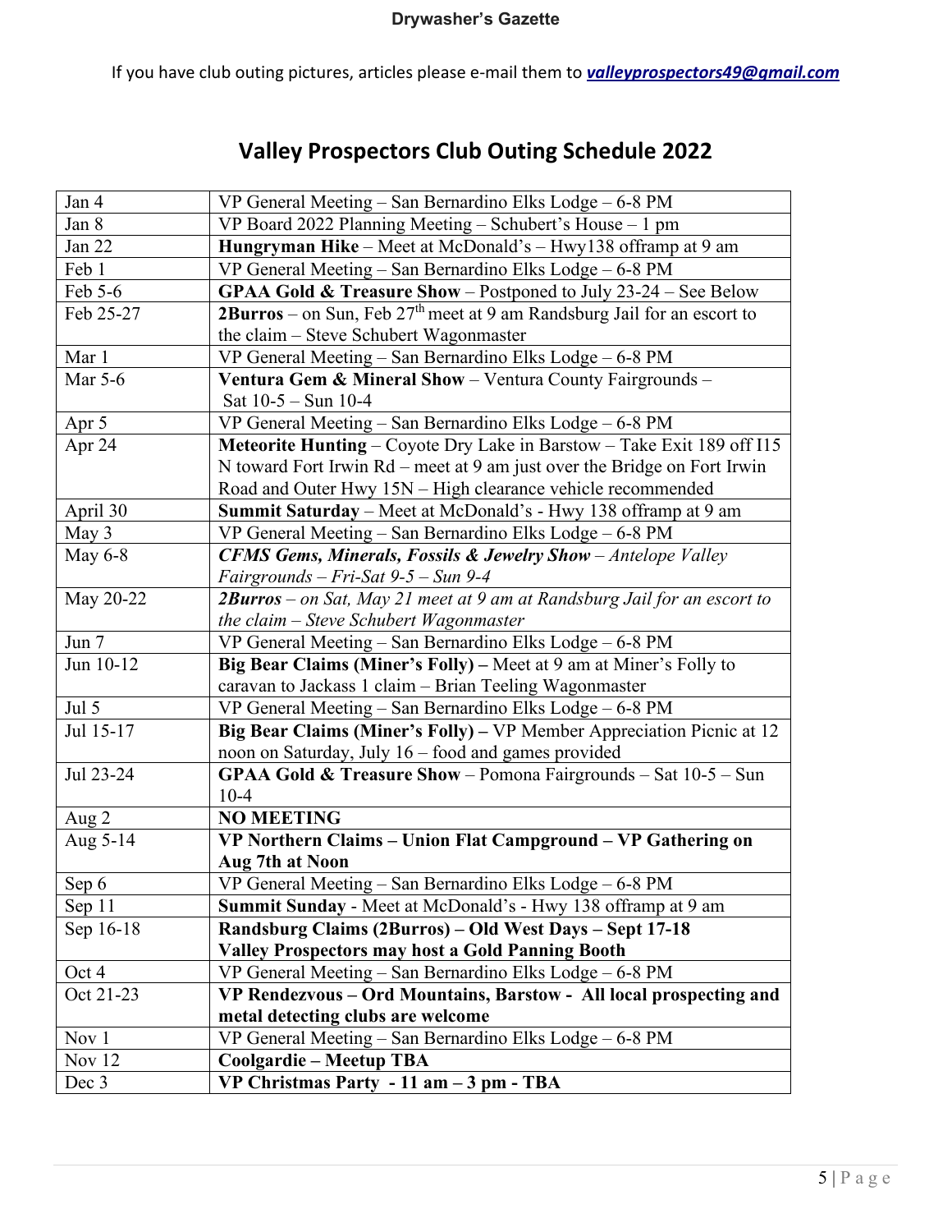If you have club outing pictures, articles please e-mail them to ***valleyprospectors49@gmail.com***

## Valley Prospectors Club Outing Schedule 2022

| Date | Event |
|---|---|
| Jan 4 | VP General Meeting – San Bernardino Elks Lodge – 6-8 PM |
| Jan 8 | VP Board 2022 Planning Meeting – Schubert's House – 1 pm |
| Jan 22 | **Hungryman Hike** – Meet at McDonald's – Hwy138 offramp at 9 am |
| Feb 1 | VP General Meeting – San Bernardino Elks Lodge – 6-8 PM |
| Feb 5-6 | **GPAA Gold & Treasure Show** – Postponed to July 23-24 – See Below |
| Feb 25-27 | **2Burros** – on Sun, Feb 27th meet at 9 am Randsburg Jail for an escort to the claim – Steve Schubert Wagonmaster |
| Mar 1 | VP General Meeting – San Bernardino Elks Lodge – 6-8 PM |
| Mar 5-6 | **Ventura Gem & Mineral Show** – Ventura County Fairgrounds – Sat 10-5 – Sun 10-4 |
| Apr 5 | VP General Meeting – San Bernardino Elks Lodge – 6-8 PM |
| Apr 24 | **Meteorite Hunting** – Coyote Dry Lake in Barstow – Take Exit 189 off I15 N toward Fort Irwin Rd – meet at 9 am just over the Bridge on Fort Irwin Road and Outer Hwy 15N – High clearance vehicle recommended |
| April 30 | **Summit Saturday** – Meet at McDonald's - Hwy 138 offramp at 9 am |
| May 3 | VP General Meeting – San Bernardino Elks Lodge – 6-8 PM |
| May 6-8 | ***CFMS Gems, Minerals, Fossils & Jewelry Show*** – *Antelope Valley Fairgrounds – Fri-Sat 9-5 – Sun 9-4* |
| May 20-22 | ***2Burros*** – *on Sat, May 21 meet at 9 am at Randsburg Jail for an escort to the claim – Steve Schubert Wagonmaster* |
| Jun 7 | VP General Meeting – San Bernardino Elks Lodge – 6-8 PM |
| Jun 10-12 | **Big Bear Claims (Miner's Folly) –** Meet at 9 am at Miner's Folly to caravan to Jackass 1 claim – Brian Teeling Wagonmaster |
| Jul 5 | VP General Meeting – San Bernardino Elks Lodge – 6-8 PM |
| Jul 15-17 | **Big Bear Claims (Miner's Folly) –** VP Member Appreciation Picnic at 12 noon on Saturday, July 16 – food and games provided |
| Jul 23-24 | **GPAA Gold & Treasure Show** – Pomona Fairgrounds – Sat 10-5 – Sun 10-4 |
| Aug 2 | **NO MEETING** |
| Aug 5-14 | **VP Northern Claims – Union Flat Campground – VP Gathering on Aug 7th at Noon** |
| Sep 6 | VP General Meeting – San Bernardino Elks Lodge – 6-8 PM |
| Sep 11 | **Summit Sunday** - Meet at McDonald's - Hwy 138 offramp at 9 am |
| Sep 16-18 | **Randsburg Claims (2Burros) – Old West Days – Sept 17-18 Valley Prospectors may host a Gold Panning Booth** |
| Oct 4 | VP General Meeting – San Bernardino Elks Lodge – 6-8 PM |
| Oct 21-23 | **VP Rendezvous – Ord Mountains, Barstow - All local prospecting and metal detecting clubs are welcome** |
| Nov 1 | VP General Meeting – San Bernardino Elks Lodge – 6-8 PM |
| Nov 12 | **Coolgardie – Meetup TBA** |
| Dec 3 | **VP Christmas Party - 11 am – 3 pm - TBA** |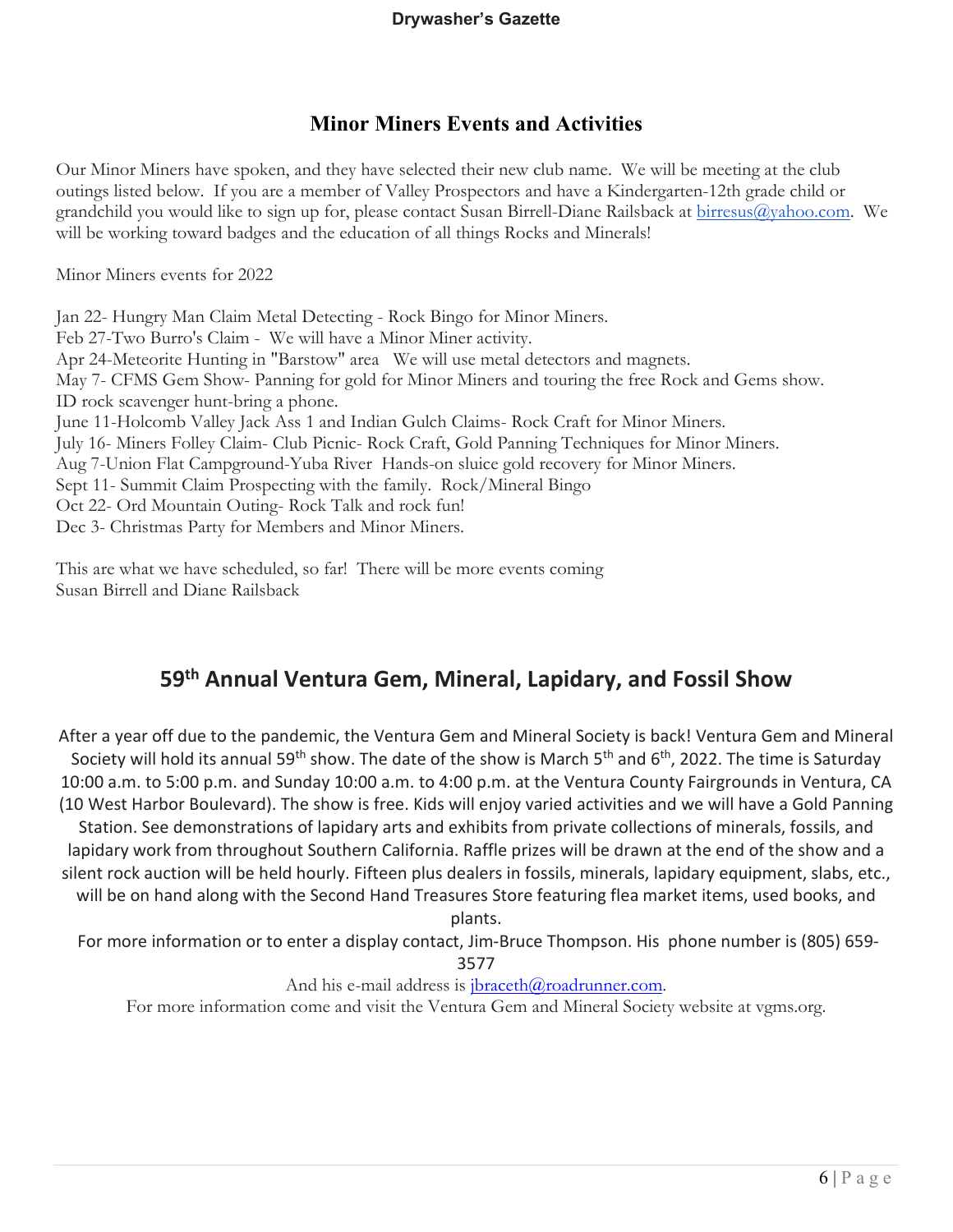## Minor Miners Events and Activities

Our Minor Miners have spoken, and they have selected their new club name. We will be meeting at the club outings listed below. If you are a member of Valley Prospectors and have a Kindergarten-12th grade child or grandchild you would like to sign up for, please contact Susan Birrell-Diane Railsback at birresus@yahoo.com. We will be working toward badges and the education of all things Rocks and Minerals!

Minor Miners events for 2022

Jan 22- Hungry Man Claim Metal Detecting - Rock Bingo for Minor Miners.
Feb 27-Two Burro's Claim - We will have a Minor Miner activity.
Apr 24-Meteorite Hunting in "Barstow" area We will use metal detectors and magnets.
May 7- CFMS Gem Show- Panning for gold for Minor Miners and touring the free Rock and Gems show. ID rock scavenger hunt-bring a phone.
June 11-Holcomb Valley Jack Ass 1 and Indian Gulch Claims- Rock Craft for Minor Miners.
July 16- Miners Folley Claim- Club Picnic- Rock Craft, Gold Panning Techniques for Minor Miners.
Aug 7-Union Flat Campground-Yuba River Hands-on sluice gold recovery for Minor Miners.
Sept 11- Summit Claim Prospecting with the family. Rock/Mineral Bingo
Oct 22- Ord Mountain Outing- Rock Talk and rock fun!
Dec 3- Christmas Party for Members and Minor Miners.

This are what we have scheduled, so far! There will be more events coming
Susan Birrell and Diane Railsback

## 59th Annual Ventura Gem, Mineral, Lapidary, and Fossil Show

After a year off due to the pandemic, the Ventura Gem and Mineral Society is back! Ventura Gem and Mineral Society will hold its annual 59th show. The date of the show is March 5th and 6th, 2022. The time is Saturday 10:00 a.m. to 5:00 p.m. and Sunday 10:00 a.m. to 4:00 p.m. at the Ventura County Fairgrounds in Ventura, CA (10 West Harbor Boulevard). The show is free. Kids will enjoy varied activities and we will have a Gold Panning Station. See demonstrations of lapidary arts and exhibits from private collections of minerals, fossils, and lapidary work from throughout Southern California. Raffle prizes will be drawn at the end of the show and a silent rock auction will be held hourly. Fifteen plus dealers in fossils, minerals, lapidary equipment, slabs, etc., will be on hand along with the Second Hand Treasures Store featuring flea market items, used books, and plants.

For more information or to enter a display contact, Jim-Bruce Thompson. His phone number is (805) 659-3577

And his e-mail address is jbraceth@roadrunner.com.

For more information come and visit the Ventura Gem and Mineral Society website at vgms.org.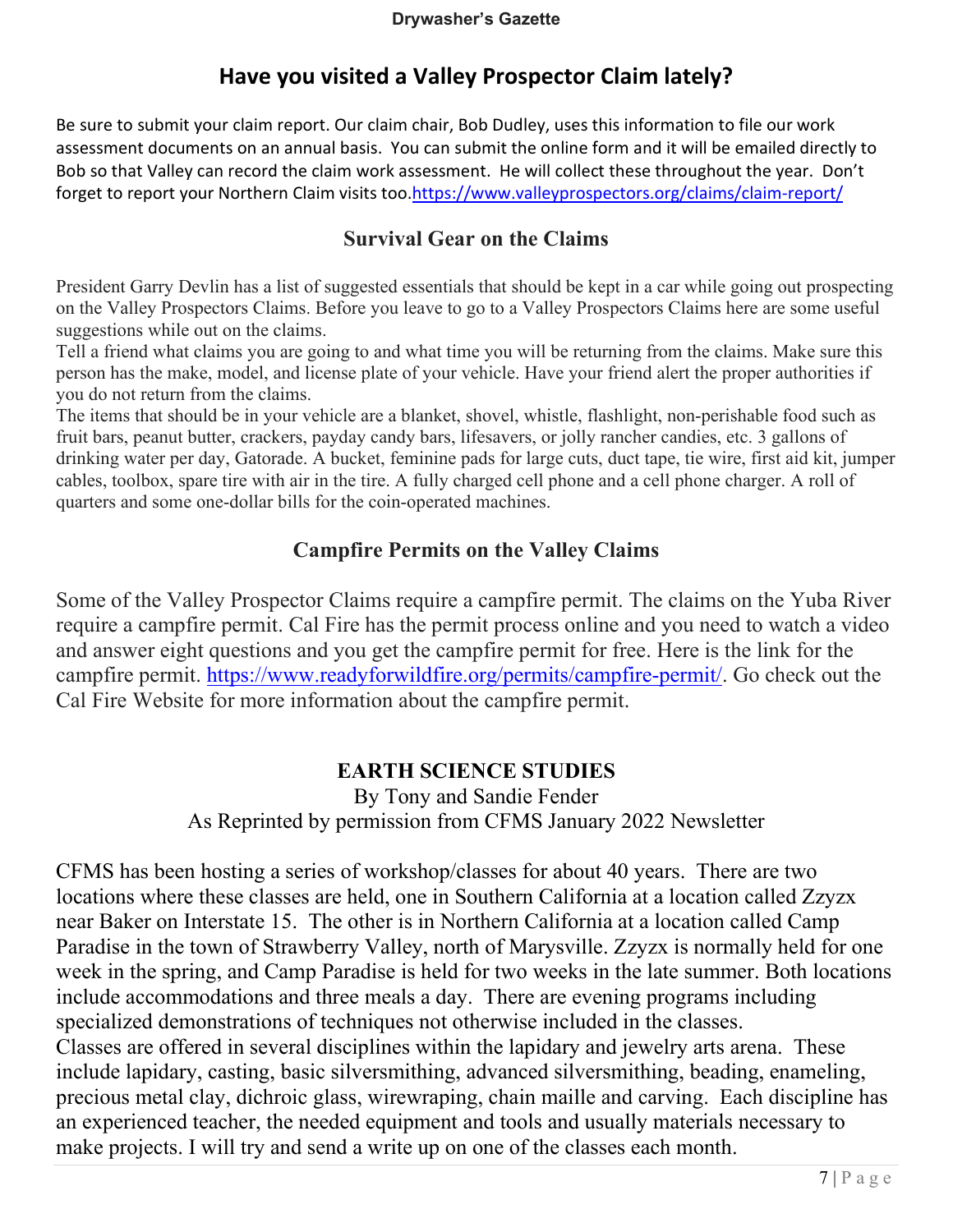# Have you visited a Valley Prospector Claim lately?

Be sure to submit your claim report. Our claim chair, Bob Dudley, uses this information to file our work assessment documents on an annual basis. You can submit the online form and it will be emailed directly to Bob so that Valley can record the claim work assessment. He will collect these throughout the year. Don't forget to report your Northern Claim visits too.https://www.valleyprospectors.org/claims/claim-report/

## Survival Gear on the Claims

President Garry Devlin has a list of suggested essentials that should be kept in a car while going out prospecting on the Valley Prospectors Claims. Before you leave to go to a Valley Prospectors Claims here are some useful suggestions while out on the claims.

Tell a friend what claims you are going to and what time you will be returning from the claims. Make sure this person has the make, model, and license plate of your vehicle. Have your friend alert the proper authorities if you do not return from the claims.

The items that should be in your vehicle are a blanket, shovel, whistle, flashlight, non-perishable food such as fruit bars, peanut butter, crackers, payday candy bars, lifesavers, or jolly rancher candies, etc. 3 gallons of drinking water per day, Gatorade. A bucket, feminine pads for large cuts, duct tape, tie wire, first aid kit, jumper cables, toolbox, spare tire with air in the tire. A fully charged cell phone and a cell phone charger. A roll of quarters and some one-dollar bills for the coin-operated machines.

## Campfire Permits on the Valley Claims

Some of the Valley Prospector Claims require a campfire permit. The claims on the Yuba River require a campfire permit. Cal Fire has the permit process online and you need to watch a video and answer eight questions and you get the campfire permit for free. Here is the link for the campfire permit. https://www.readyforwildfire.org/permits/campfire-permit/. Go check out the Cal Fire Website for more information about the campfire permit.

## EARTH SCIENCE STUDIES

By Tony and Sandie Fender
As Reprinted by permission from CFMS January 2022 Newsletter

CFMS has been hosting a series of workshop/classes for about 40 years. There are two locations where these classes are held, one in Southern California at a location called Zzyzx near Baker on Interstate 15. The other is in Northern California at a location called Camp Paradise in the town of Strawberry Valley, north of Marysville. Zzyzx is normally held for one week in the spring, and Camp Paradise is held for two weeks in the late summer. Both locations include accommodations and three meals a day. There are evening programs including specialized demonstrations of techniques not otherwise included in the classes.

Classes are offered in several disciplines within the lapidary and jewelry arts arena. These include lapidary, casting, basic silversmithing, advanced silversmithing, beading, enameling, precious metal clay, dichroic glass, wirewraping, chain maille and carving. Each discipline has an experienced teacher, the needed equipment and tools and usually materials necessary to make projects. I will try and send a write up on one of the classes each month.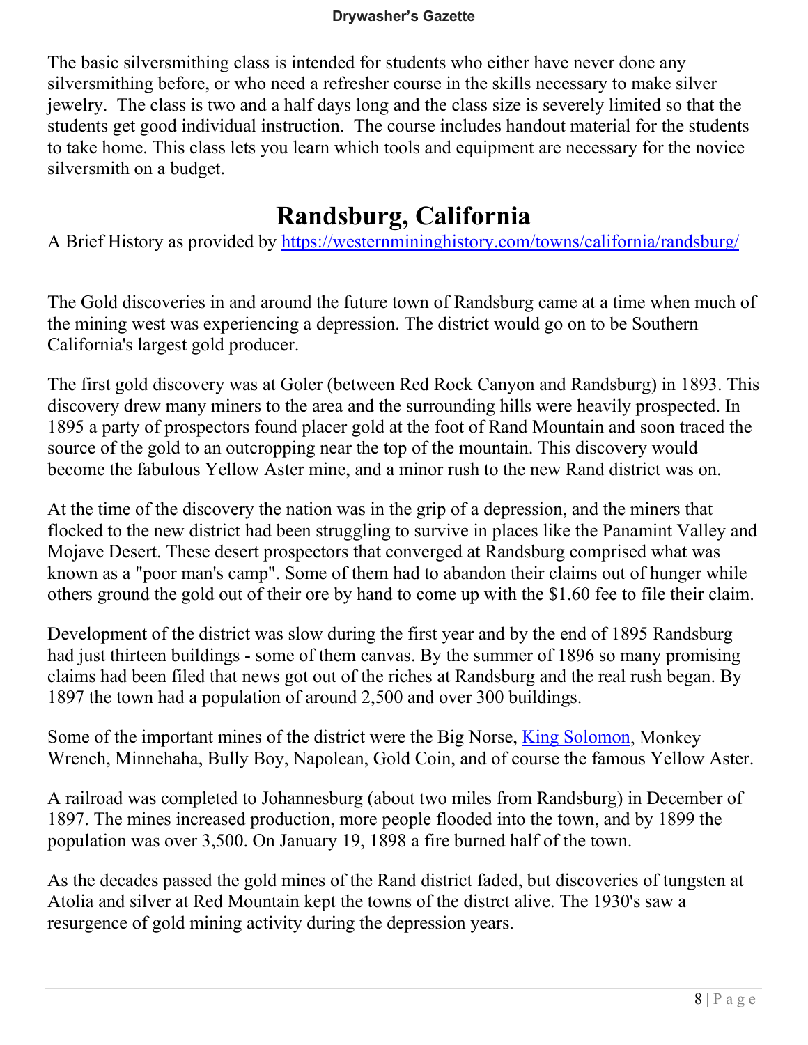The basic silversmithing class is intended for students who either have never done any silversmithing before, or who need a refresher course in the skills necessary to make silver jewelry. The class is two and a half days long and the class size is severely limited so that the students get good individual instruction. The course includes handout material for the students to take home. This class lets you learn which tools and equipment are necessary for the novice silversmith on a budget.

# Randsburg, California

A Brief History as provided by [https://westernmininghistory.com/towns/california/randsburg/](https://westernmininghistory.com/towns/california/randsburg/)

The Gold discoveries in and around the future town of Randsburg came at a time when much of the mining west was experiencing a depression. The district would go on to be Southern California's largest gold producer.

The first gold discovery was at Goler (between Red Rock Canyon and Randsburg) in 1893. This discovery drew many miners to the area and the surrounding hills were heavily prospected. In 1895 a party of prospectors found placer gold at the foot of Rand Mountain and soon traced the source of the gold to an outcropping near the top of the mountain. This discovery would become the fabulous Yellow Aster mine, and a minor rush to the new Rand district was on.

At the time of the discovery the nation was in the grip of a depression, and the miners that flocked to the new district had been struggling to survive in places like the Panamint Valley and Mojave Desert. These desert prospectors that converged at Randsburg comprised what was known as a "poor man's camp". Some of them had to abandon their claims out of hunger while others ground the gold out of their ore by hand to come up with the $1.60 fee to file their claim.

Development of the district was slow during the first year and by the end of 1895 Randsburg had just thirteen buildings - some of them canvas. By the summer of 1896 so many promising claims had been filed that news got out of the riches at Randsburg and the real rush began. By 1897 the town had a population of around 2,500 and over 300 buildings.

Some of the important mines of the district were the Big Norse, King Solomon, Monkey Wrench, Minnehaha, Bully Boy, Napolean, Gold Coin, and of course the famous Yellow Aster.

A railroad was completed to Johannesburg (about two miles from Randsburg) in December of 1897. The mines increased production, more people flooded into the town, and by 1899 the population was over 3,500. On January 19, 1898 a fire burned half of the town.

As the decades passed the gold mines of the Rand district faded, but discoveries of tungsten at Atolia and silver at Red Mountain kept the towns of the distrct alive. The 1930's saw a resurgence of gold mining activity during the depression years.